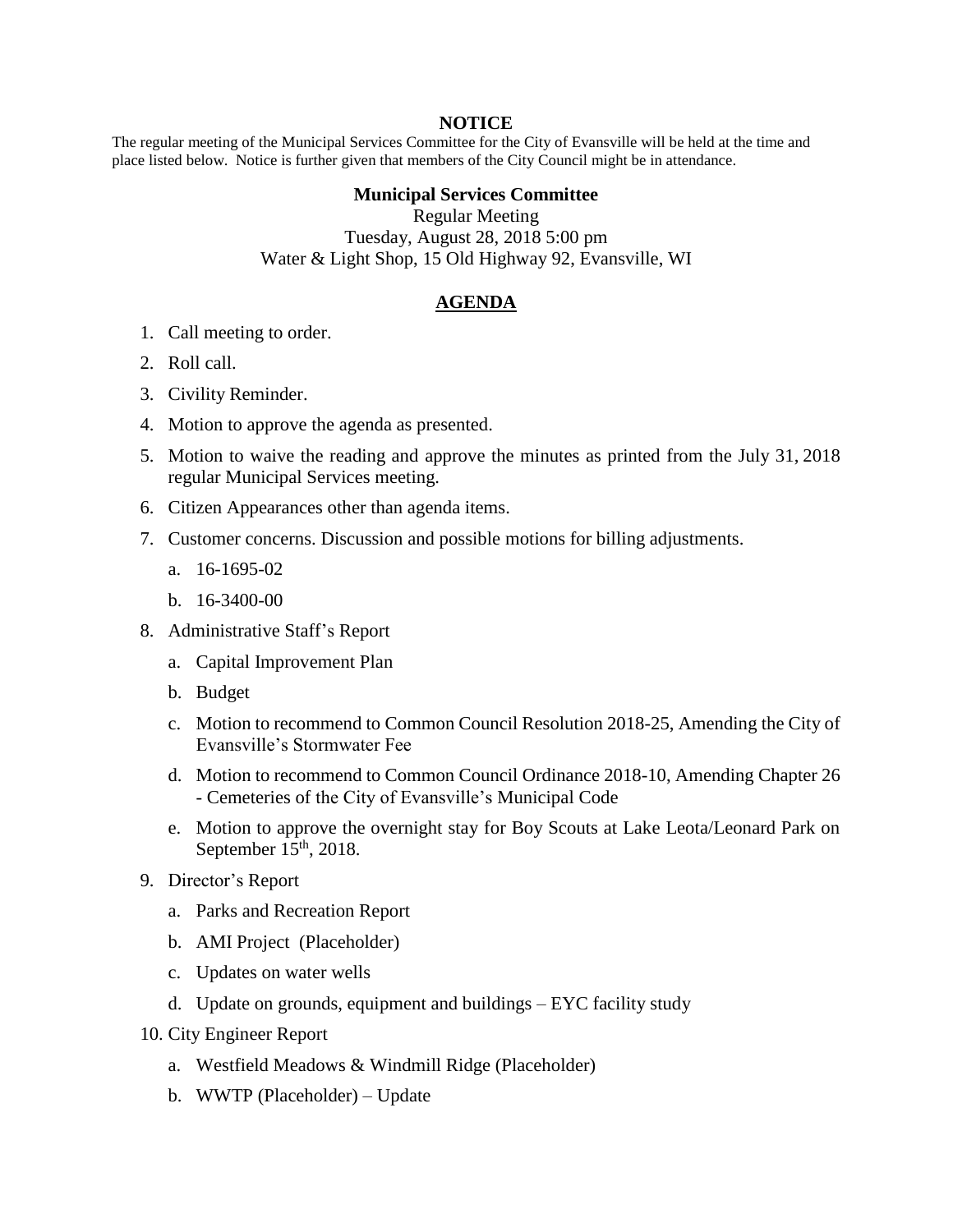**NOTICE**

The regular meeting of the Municipal Services Committee for the City of Evansville will be held at the time and place listed below. Notice is further given that members of the City Council might be in attendance.

**Municipal Services Committee**

Regular Meeting

Tuesday, August 28, 2018 5:00 pm

Water & Light Shop, 15 Old Highway 92, Evansville, WI

**AGENDA**

1. Call meeting to order.
2. Roll call.
3. Civility Reminder.
4. Motion to approve the agenda as presented.
5. Motion to waive the reading and approve the minutes as printed from the July 31, 2018 regular Municipal Services meeting.
6. Citizen Appearances other than agenda items.
7. Customer concerns. Discussion and possible motions for billing adjustments.
   a. 16-1695-02
   b. 16-3400-00
8. Administrative Staff's Report
   a. Capital Improvement Plan
   b. Budget
   c. Motion to recommend to Common Council Resolution 2018-25, Amending the City of Evansville's Stormwater Fee
   d. Motion to recommend to Common Council Ordinance 2018-10, Amending Chapter 26 - Cemeteries of the City of Evansville's Municipal Code
   e. Motion to approve the overnight stay for Boy Scouts at Lake Leota/Leonard Park on September 15th, 2018.
9. Director's Report
   a. Parks and Recreation Report
   b. AMI Project (Placeholder)
   c. Updates on water wells
   d. Update on grounds, equipment and buildings – EYC facility study
10. City Engineer Report
    a. Westfield Meadows & Windmill Ridge (Placeholder)
    b. WWTP (Placeholder) – Update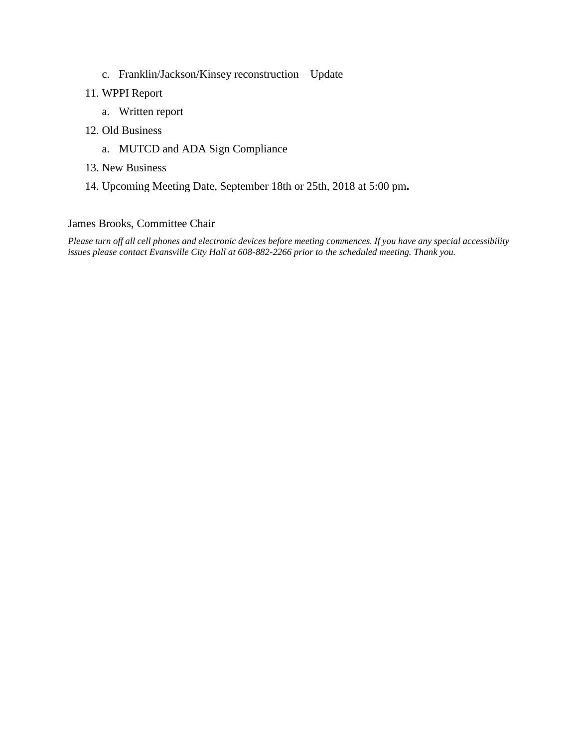c. Franklin/Jackson/Kinsey reconstruction – Update

11. WPPI Report
    a. Written report
12. Old Business
    a. MUTCD and ADA Sign Compliance
13. New Business
14. Upcoming Meeting Date, September 18th or 25th, 2018 at 5:00 pm**.**

James Brooks, Committee Chair

*Please turn off all cell phones and electronic devices before meeting commences. If you have any special accessibility issues please contact Evansville City Hall at 608-882-2266 prior to the scheduled meeting. Thank you.*